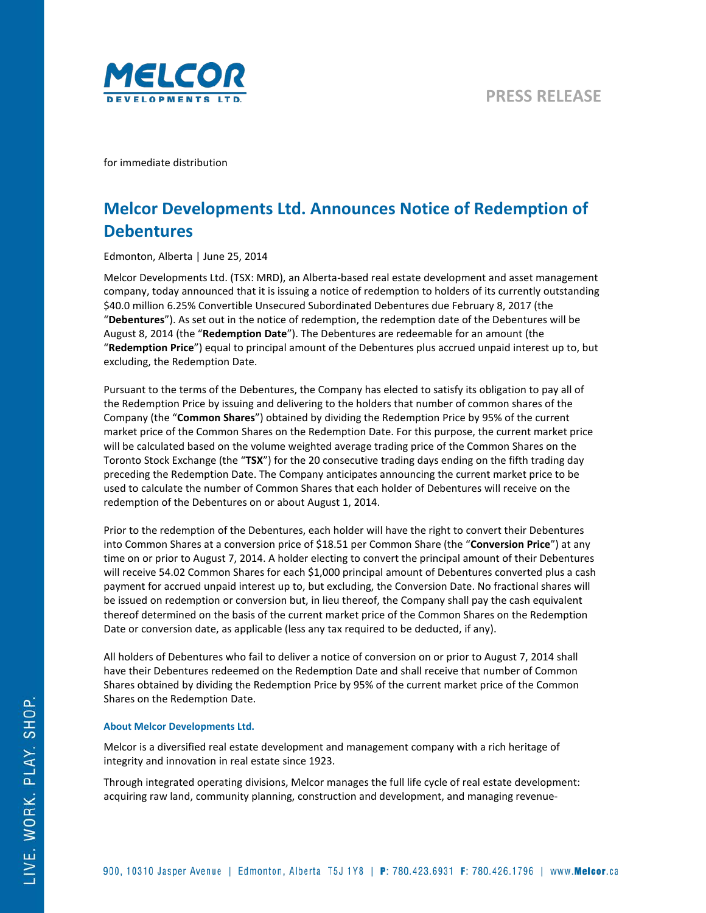PRESS RELEASE

for immediate distribution

# Melcor Developments Ltd. Announces Notice of Redemption of Debentures

Edmonton, Alberta | June 25, 2014

Melcor Developments Ltd. (TSX: MRD), an Alberta-based real estate development and asset management company, today announced that it is issuing a notice of redemption to holders of its currently outstanding $40.0 million 6.25% Convertible Unsecured Subordinated Debentures due February 8, 2017 (the "**Debentures**"). As set out in the notice of redemption, the redemption date of the Debentures will be August 8, 2014 (the "**Redemption Date**"). The Debentures are redeemable for an amount (the "**Redemption Price**") equal to principal amount of the Debentures plus accrued unpaid interest up to, but excluding, the Redemption Date.

Pursuant to the terms of the Debentures, the Company has elected to satisfy its obligation to pay all of the Redemption Price by issuing and delivering to the holders that number of common shares of the Company (the "**Common Shares**") obtained by dividing the Redemption Price by 95% of the current market price of the Common Shares on the Redemption Date. For this purpose, the current market price will be calculated based on the volume weighted average trading price of the Common Shares on the Toronto Stock Exchange (the "**TSX**") for the 20 consecutive trading days ending on the fifth trading day preceding the Redemption Date. The Company anticipates announcing the current market price to be used to calculate the number of Common Shares that each holder of Debentures will receive on the redemption of the Debentures on or about August 1, 2014.

Prior to the redemption of the Debentures, each holder will have the right to convert their Debentures into Common Shares at a conversion price of $18.51 per Common Share (the "**Conversion Price**") at any time on or prior to August 7, 2014. A holder electing to convert the principal amount of their Debentures will receive 54.02 Common Shares for each $1,000 principal amount of Debentures converted plus a cash payment for accrued unpaid interest up to, but excluding, the Conversion Date. No fractional shares will be issued on redemption or conversion but, in lieu thereof, the Company shall pay the cash equivalent thereof determined on the basis of the current market price of the Common Shares on the Redemption Date or conversion date, as applicable (less any tax required to be deducted, if any).

All holders of Debentures who fail to deliver a notice of conversion on or prior to August 7, 2014 shall have their Debentures redeemed on the Redemption Date and shall receive that number of Common Shares obtained by dividing the Redemption Price by 95% of the current market price of the Common Shares on the Redemption Date.

### About Melcor Developments Ltd.

Melcor is a diversified real estate development and management company with a rich heritage of integrity and innovation in real estate since 1923.

Through integrated operating divisions, Melcor manages the full life cycle of real estate development: acquiring raw land, community planning, construction and development, and managing revenue-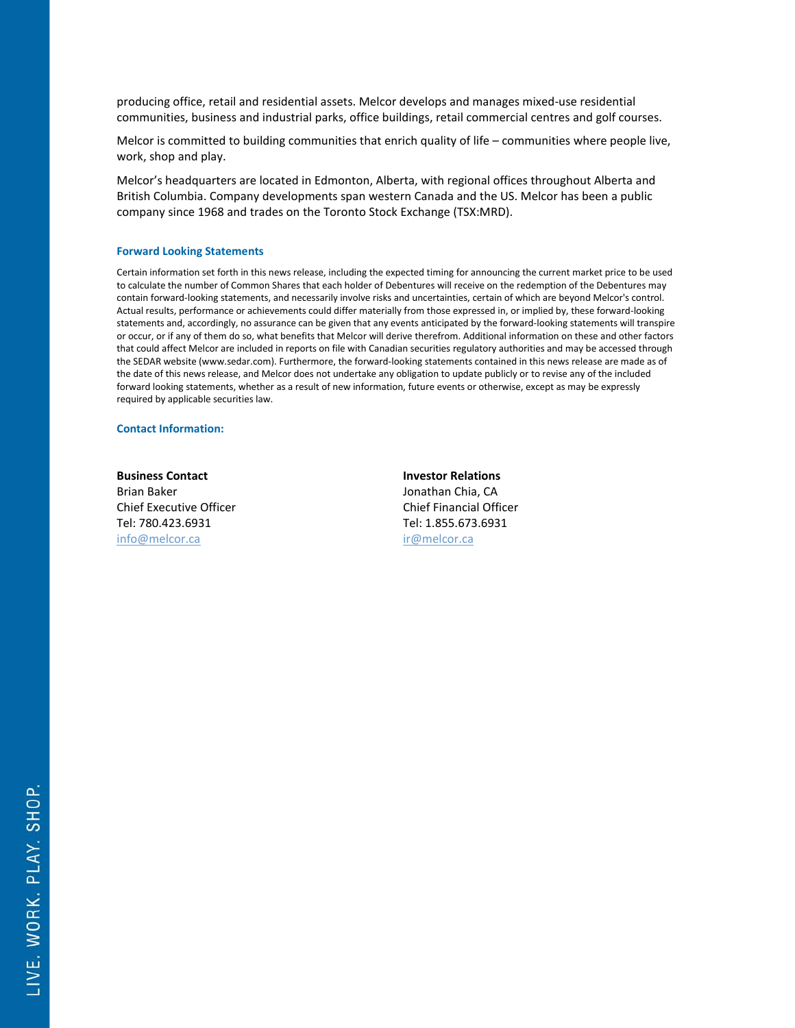producing office, retail and residential assets. Melcor develops and manages mixed-use residential communities, business and industrial parks, office buildings, retail commercial centres and golf courses.

Melcor is committed to building communities that enrich quality of life – communities where people live, work, shop and play.

Melcor's headquarters are located in Edmonton, Alberta, with regional offices throughout Alberta and British Columbia. Company developments span western Canada and the US. Melcor has been a public company since 1968 and trades on the Toronto Stock Exchange (TSX:MRD).

### Forward Looking Statements

Certain information set forth in this news release, including the expected timing for announcing the current market price to be used to calculate the number of Common Shares that each holder of Debentures will receive on the redemption of the Debentures may contain forward-looking statements, and necessarily involve risks and uncertainties, certain of which are beyond Melcor's control. Actual results, performance or achievements could differ materially from those expressed in, or implied by, these forward-looking statements and, accordingly, no assurance can be given that any events anticipated by the forward-looking statements will transpire or occur, or if any of them do so, what benefits that Melcor will derive therefrom. Additional information on these and other factors that could affect Melcor are included in reports on file with Canadian securities regulatory authorities and may be accessed through the SEDAR website (www.sedar.com). Furthermore, the forward-looking statements contained in this news release are made as of the date of this news release, and Melcor does not undertake any obligation to update publicly or to revise any of the included forward looking statements, whether as a result of new information, future events or otherwise, except as may be expressly required by applicable securities law.

### Contact Information:

**Business Contact**
Brian Baker
Chief Executive Officer
Tel: 780.423.6931
info@melcor.ca

**Investor Relations**
Jonathan Chia, CA
Chief Financial Officer
Tel: 1.855.673.6931
ir@melcor.ca

LIVE. WORK. PLAY. SHOP.